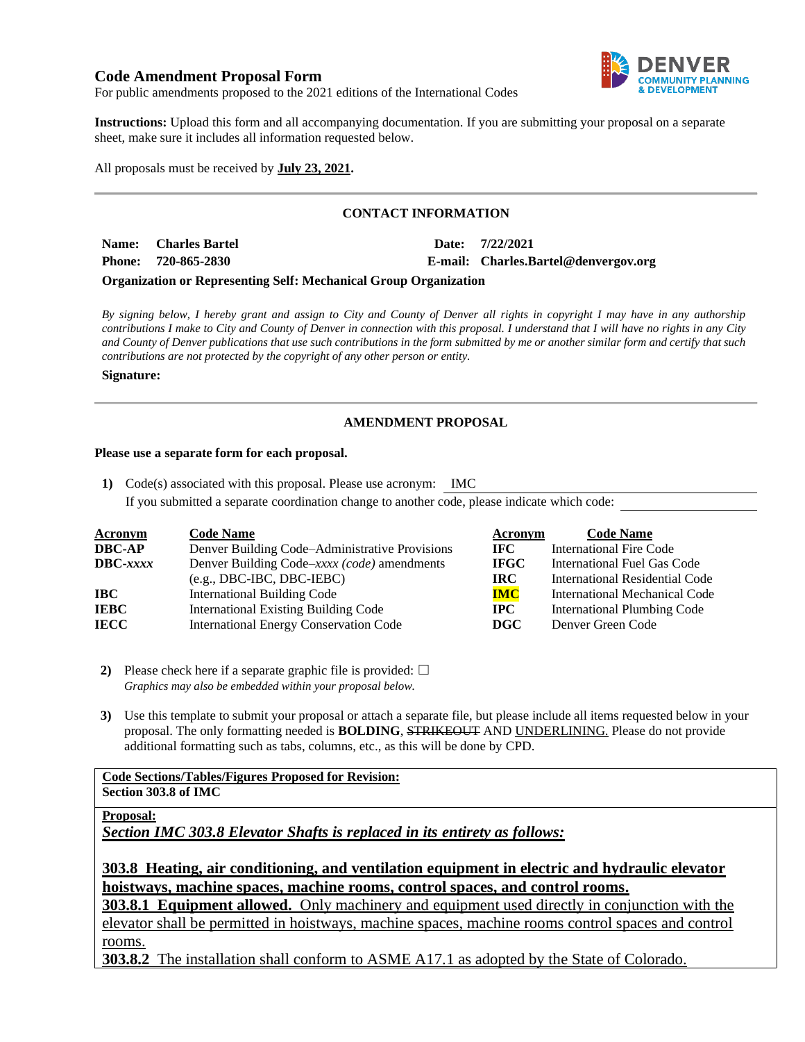# Code Amendment Proposal Form

For public amendments proposed to the 2021 editions of the International Codes

**Instructions:** Upload this form and all accompanying documentation. If you are submitting your proposal on a separate sheet, make sure it includes all information requested below.

All proposals must be received by **July 23, 2021.**

---

## CONTACT INFORMATION

**Name:** **Charles Bartel** **Date:** **7/22/2021**

**Phone:** **720-865-2830** **E-mail:** **Charles.Bartel@denvergov.org**

**Organization or Representing Self: Mechanical Group Organization**

*By signing below, I hereby grant and assign to City and County of Denver all rights in copyright I may have in any authorship contributions I make to City and County of Denver in connection with this proposal. I understand that I will have no rights in any City and County of Denver publications that use such contributions in the form submitted by me or another similar form and certify that such contributions are not protected by the copyright of any other person or entity.*

**Signature:**

---

## AMENDMENT PROPOSAL

**Please use a separate form for each proposal.**

**1)** Code(s) associated with this proposal. Please use acronym: IMC

If you submitted a separate coordination change to another code, please indicate which code:

| Acronym | Code Name | Acronym | Code Name |
|---|---|---|---|
| **DBC-AP** | Denver Building Code–Administrative Provisions | **IFC** | International Fire Code |
| **DBC-*xxxx*** | Denver Building Code–*xxxx (code)* amendments (e.g., DBC-IBC, DBC-IEBC) | **IFGC** | International Fuel Gas Code |
| | | **IRC** | International Residential Code |
| **IBC** | International Building Code | **IMC** | International Mechanical Code |
| **IEBC** | International Existing Building Code | **IPC** | International Plumbing Code |
| **IECC** | International Energy Conservation Code | **DGC** | Denver Green Code |

**2)** Please check here if a separate graphic file is provided: ☐
*Graphics may also be embedded within your proposal below.*

**3)** Use this template to submit your proposal or attach a separate file, but please include all items requested below in your proposal. The only formatting needed is **BOLDING**, ~~STRIKEOUT~~ AND <u>UNDERLINING.</u> Please do not provide additional formatting such as tabs, columns, etc., as this will be done by CPD.

**<u>Code Sections/Tables/Figures Proposed for Revision:</u>**
**Section 303.8 of IMC**

**<u>Proposal:</u>**
***<u>Section IMC 303.8 Elevator Shafts is replaced in its entirety as follows:</u>***

**<u>303.8 Heating, air conditioning, and ventilation equipment in electric and hydraulic elevator hoistways, machine spaces, machine rooms, control spaces, and control rooms.</u>**

**<u>303.8.1 Equipment allowed.</u>** <u>Only machinery and equipment used directly in conjunction with the elevator shall be permitted in hoistways, machine spaces, machine rooms control spaces and control rooms.</u>

**<u>303.8.2</u>** <u>The installation shall conform to ASME A17.1 as adopted by the State of Colorado.</u>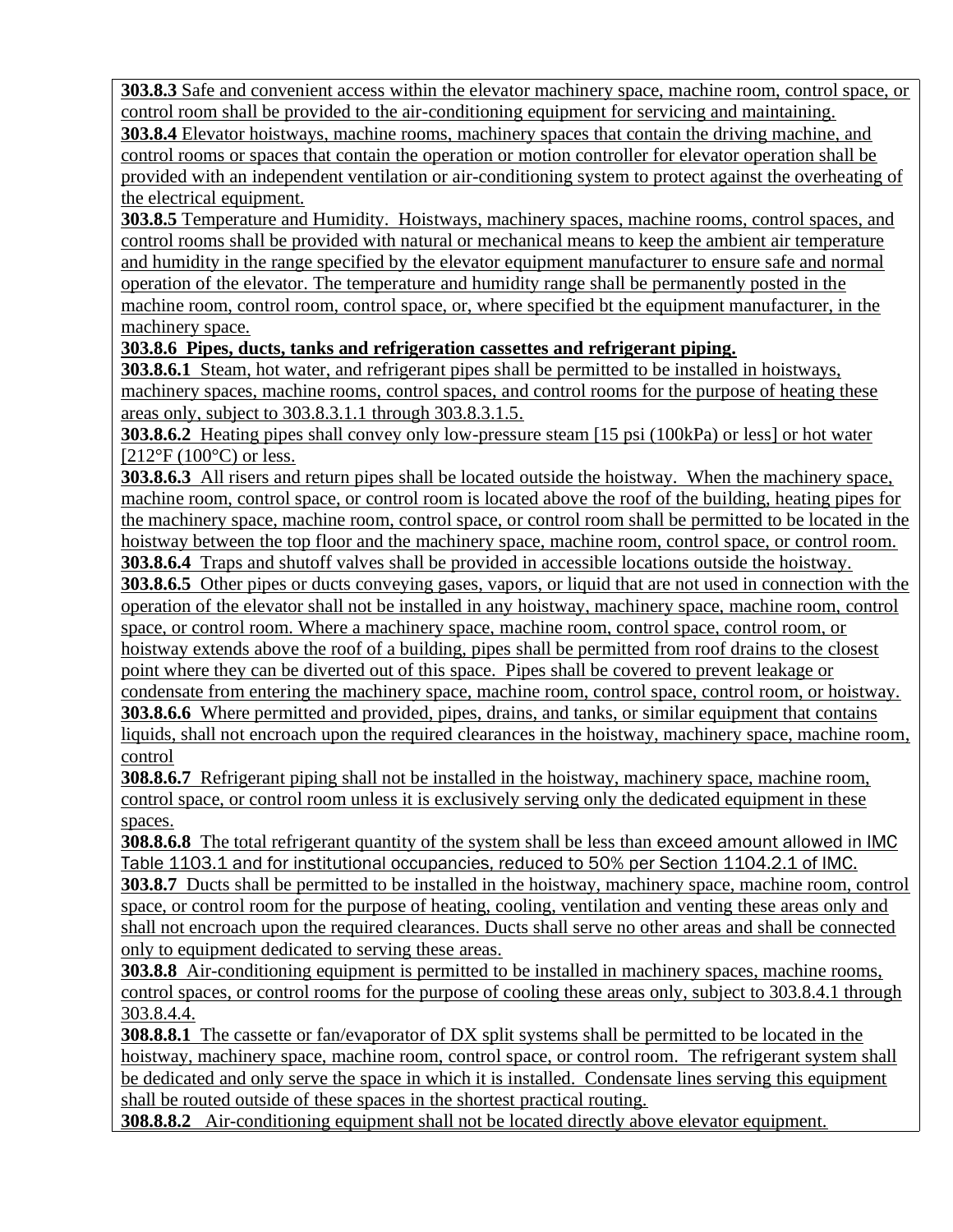**303.8.3** Safe and convenient access within the elevator machinery space, machine room, control space, or control room shall be provided to the air-conditioning equipment for servicing and maintaining.

**303.8.4** Elevator hoistways, machine rooms, machinery spaces that contain the driving machine, and control rooms or spaces that contain the operation or motion controller for elevator operation shall be provided with an independent ventilation or air-conditioning system to protect against the overheating of the electrical equipment.

**303.8.5** Temperature and Humidity. Hoistways, machinery spaces, machine rooms, control spaces, and control rooms shall be provided with natural or mechanical means to keep the ambient air temperature and humidity in the range specified by the elevator equipment manufacturer to ensure safe and normal operation of the elevator. The temperature and humidity range shall be permanently posted in the machine room, control room, control space, or, where specified bt the equipment manufacturer, in the machinery space.

**303.8.6 Pipes, ducts, tanks and refrigeration cassettes and refrigerant piping.**

**303.8.6.1** Steam, hot water, and refrigerant pipes shall be permitted to be installed in hoistways, machinery spaces, machine rooms, control spaces, and control rooms for the purpose of heating these areas only, subject to 303.8.3.1.1 through 303.8.3.1.5.

**303.8.6.2** Heating pipes shall convey only low-pressure steam [15 psi (100kPa) or less] or hot water [212°F (100°C) or less.

**303.8.6.3** All risers and return pipes shall be located outside the hoistway. When the machinery space, machine room, control space, or control room is located above the roof of the building, heating pipes for the machinery space, machine room, control space, or control room shall be permitted to be located in the hoistway between the top floor and the machinery space, machine room, control space, or control room.

**303.8.6.4** Traps and shutoff valves shall be provided in accessible locations outside the hoistway.

**303.8.6.5** Other pipes or ducts conveying gases, vapors, or liquid that are not used in connection with the operation of the elevator shall not be installed in any hoistway, machinery space, machine room, control space, or control room. Where a machinery space, machine room, control space, control room, or hoistway extends above the roof of a building, pipes shall be permitted from roof drains to the closest point where they can be diverted out of this space. Pipes shall be covered to prevent leakage or condensate from entering the machinery space, machine room, control space, control room, or hoistway.

**303.8.6.6** Where permitted and provided, pipes, drains, and tanks, or similar equipment that contains liquids, shall not encroach upon the required clearances in the hoistway, machinery space, machine room, control

**308.8.6.7** Refrigerant piping shall not be installed in the hoistway, machinery space, machine room, control space, or control room unless it is exclusively serving only the dedicated equipment in these spaces.

**308.8.6.8** The total refrigerant quantity of the system shall be less than exceed amount allowed in IMC Table 1103.1 and for institutional occupancies, reduced to 50% per Section 1104.2.1 of IMC.

**303.8.7** Ducts shall be permitted to be installed in the hoistway, machinery space, machine room, control space, or control room for the purpose of heating, cooling, ventilation and venting these areas only and shall not encroach upon the required clearances. Ducts shall serve no other areas and shall be connected only to equipment dedicated to serving these areas.

**303.8.8** Air-conditioning equipment is permitted to be installed in machinery spaces, machine rooms, control spaces, or control rooms for the purpose of cooling these areas only, subject to 303.8.4.1 through 303.8.4.4.

**308.8.8.1** The cassette or fan/evaporator of DX split systems shall be permitted to be located in the hoistway, machinery space, machine room, control space, or control room. The refrigerant system shall be dedicated and only serve the space in which it is installed. Condensate lines serving this equipment shall be routed outside of these spaces in the shortest practical routing.

**308.8.8.2** Air-conditioning equipment shall not be located directly above elevator equipment.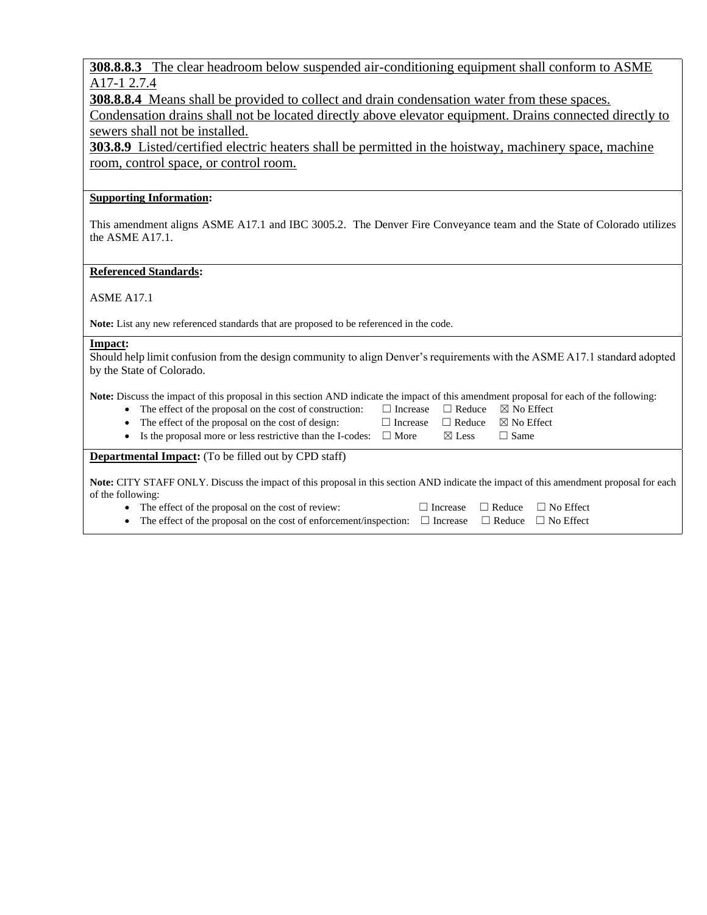<u>**308.8.8.3** The clear headroom below suspended air-conditioning equipment shall conform to ASME A17-1 2.7.4</u>

<u>**308.8.8.4** Means shall be provided to collect and drain condensation water from these spaces. Condensation drains shall not be located directly above elevator equipment. Drains connected directly to sewers shall not be installed.</u>

<u>**303.8.9** Listed/certified electric heaters shall be permitted in the hoistway, machinery space, machine room, control space, or control room.</u>

<u>**Supporting Information**</u>**:**

This amendment aligns ASME A17.1 and IBC 3005.2. The Denver Fire Conveyance team and the State of Colorado utilizes the ASME A17.1.

<u>**Referenced Standards**</u>**:**

ASME A17.1

**Note:** List any new referenced standards that are proposed to be referenced in the code.

<u>**Impact**</u>**:**

Should help limit confusion from the design community to align Denver's requirements with the ASME A17.1 standard adopted by the State of Colorado.

**Note:** Discuss the impact of this proposal in this section AND indicate the impact of this amendment proposal for each of the following:

- The effect of the proposal on the cost of construction: ☐ Increase ☐ Reduce ☒ No Effect
- The effect of the proposal on the cost of design: ☐ Increase ☐ Reduce ☒ No Effect
- Is the proposal more or less restrictive than the I-codes: ☐ More ☒ Less ☐ Same

<u>**Departmental Impact:**</u> (To be filled out by CPD staff)

**Note:** CITY STAFF ONLY. Discuss the impact of this proposal in this section AND indicate the impact of this amendment proposal for each of the following:

- The effect of the proposal on the cost of review: ☐ Increase ☐ Reduce ☐ No Effect
- The effect of the proposal on the cost of enforcement/inspection: ☐ Increase ☐ Reduce ☐ No Effect